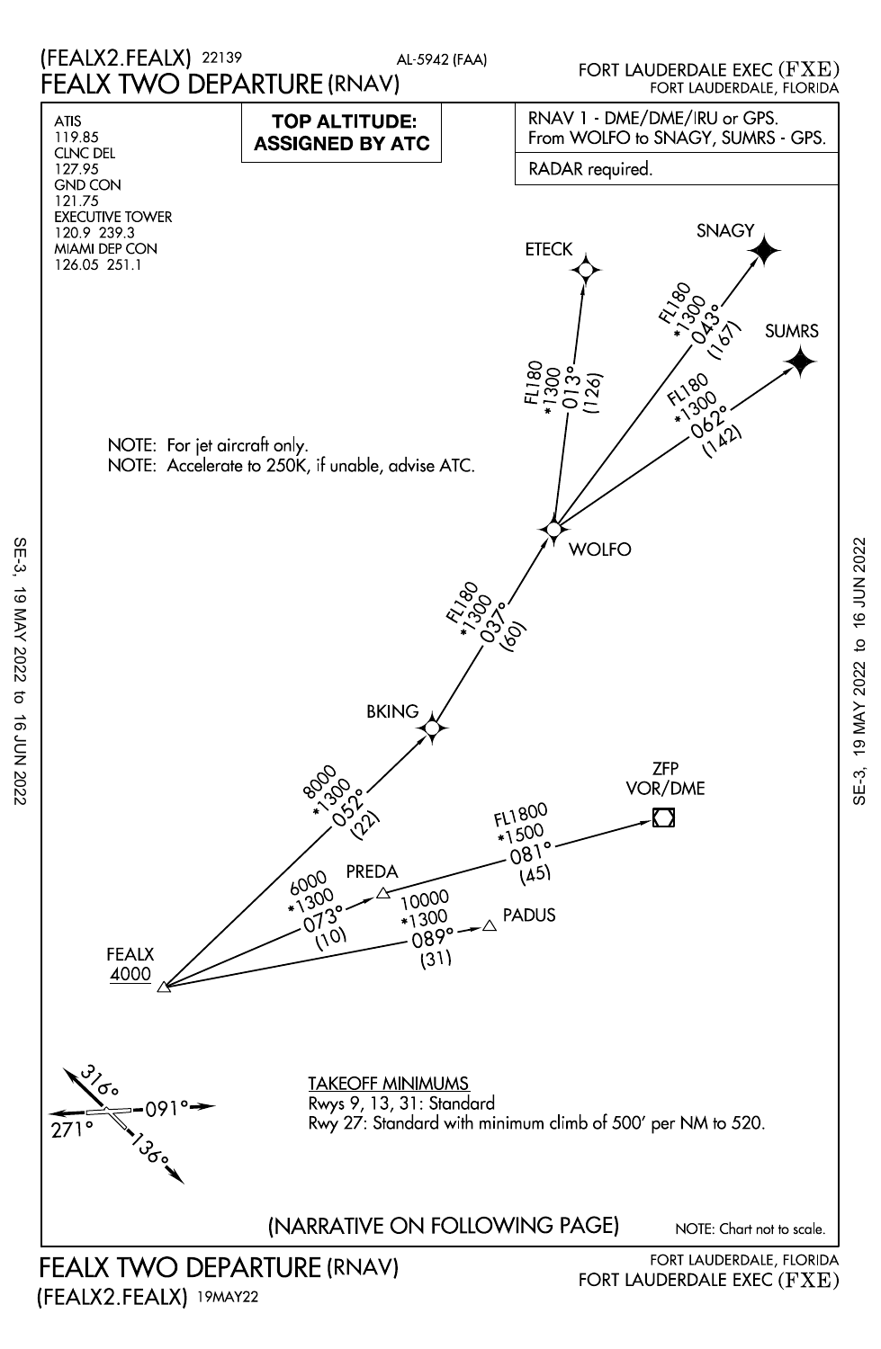# (FEALX2.FEALX) 22139

AL-5942 (FAA)

# FEALX TWO DEPARTURE (RNAV)

FORT LAUDERDALE EXEC (FXE)
FORT LAUDERDALE, FLORIDA

ATIS
119.85
CLNC DEL
127.95
GND CON
121.75
EXECUTIVE TOWER
120.9 239.3
MIAMI DEP CON
126.05 251.1

**TOP ALTITUDE: ASSIGNED BY ATC**

RNAV 1 - DME/DME/IRU or GPS.
From WOLFO to SNAGY, SUMRS - GPS.

RADAR required.

NOTE: For jet aircraft only.
NOTE: Accelerate to 250K, if unable, advise ATC.

FEALX
4000

FEALX to BKING: 8000, *1300, 052° (22)

BKING to WOLFO: FL180, *1300, 037° (60)

WOLFO to ETECK: FL180, *1300, 013° (126)

WOLFO to SNAGY: FL180, *1300, 043° (167)

WOLFO to SUMRS: FL180, *1300, 062° (142)

FEALX to PREDA: 6000, *1300, 073° (10)

PREDA to ZFP VOR/DME: FL1800, *1500, 081° (45)

FEALX to PADUS: 10000, *1300, 089° (31)

Runway headings: 316°, 091°, 271°, 136°

TAKEOFF MINIMUMS
Rwys 9, 13, 31: Standard
Rwy 27: Standard with minimum climb of 500' per NM to 520.

(NARRATIVE ON FOLLOWING PAGE)

NOTE: Chart not to scale.

SE-3, 19 MAY 2022 to 16 JUN 2022

# FEALX TWO DEPARTURE (RNAV)
(FEALX2.FEALX) 19MAY22

FORT LAUDERDALE, FLORIDA
FORT LAUDERDALE EXEC (FXE)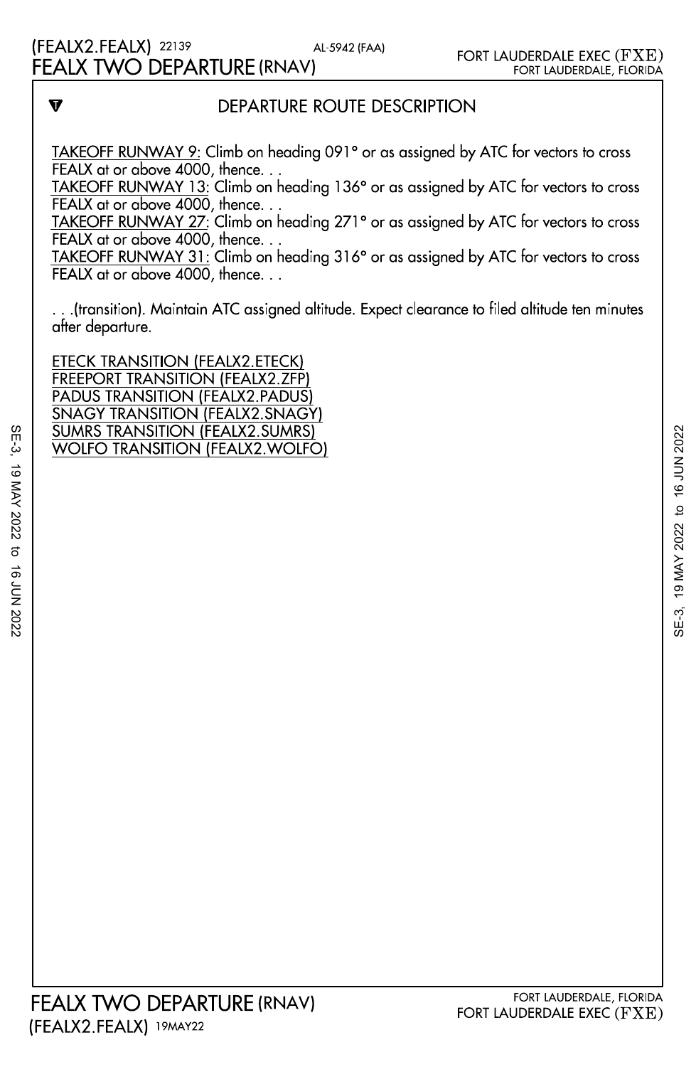# FEALX TWO DEPARTURE (RNAV)

(FEALX2.FEALX) 22139

AL-5942 (FAA)

FORT LAUDERDALE EXEC (FXE)
FORT LAUDERDALE, FLORIDA

## DEPARTURE ROUTE DESCRIPTION

TAKEOFF RUNWAY 9: Climb on heading 091° or as assigned by ATC for vectors to cross FEALX at or above 4000, thence. . .
TAKEOFF RUNWAY 13: Climb on heading 136° or as assigned by ATC for vectors to cross FEALX at or above 4000, thence. . .
TAKEOFF RUNWAY 27: Climb on heading 271° or as assigned by ATC for vectors to cross FEALX at or above 4000, thence. . .
TAKEOFF RUNWAY 31: Climb on heading 316° or as assigned by ATC for vectors to cross FEALX at or above 4000, thence. . .

. . .(transition). Maintain ATC assigned altitude. Expect clearance to filed altitude ten minutes after departure.

ETECK TRANSITION (FEALX2.ETECK)
FREEPORT TRANSITION (FEALX2.ZFP)
PADUS TRANSITION (FEALX2.PADUS)
SNAGY TRANSITION (FEALX2.SNAGY)
SUMRS TRANSITION (FEALX2.SUMRS)
WOLFO TRANSITION (FEALX2.WOLFO)

FEALX TWO DEPARTURE (RNAV)
(FEALX2.FEALX) 19MAY22

FORT LAUDERDALE, FLORIDA
FORT LAUDERDALE EXEC (FXE)